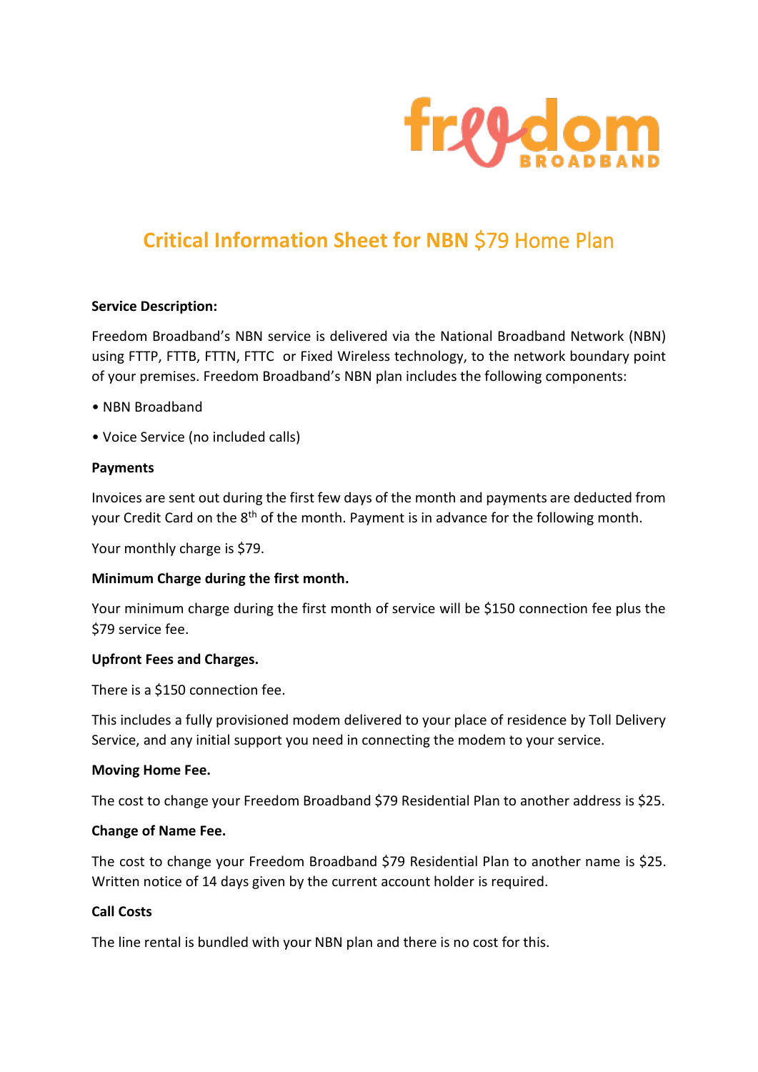freedom BROADBAND

# Critical Information Sheet for NBN $79 Home Plan

**Service Description:**

Freedom Broadband's NBN service is delivered via the National Broadband Network (NBN) using FTTP, FTTB, FTTN, FTTC or Fixed Wireless technology, to the network boundary point of your premises. Freedom Broadband's NBN plan includes the following components:

• NBN Broadband

• Voice Service (no included calls)

**Payments**

Invoices are sent out during the first few days of the month and payments are deducted from your Credit Card on the 8th of the month. Payment is in advance for the following month.

Your monthly charge is $79.

**Minimum Charge during the first month.**

Your minimum charge during the first month of service will be $150 connection fee plus the $79 service fee.

**Upfront Fees and Charges.**

There is a $150 connection fee.

This includes a fully provisioned modem delivered to your place of residence by Toll Delivery Service, and any initial support you need in connecting the modem to your service.

**Moving Home Fee.**

The cost to change your Freedom Broadband $79 Residential Plan to another address is $25.

**Change of Name Fee.**

The cost to change your Freedom Broadband $79 Residential Plan to another name is $25. Written notice of 14 days given by the current account holder is required.

**Call Costs**

The line rental is bundled with your NBN plan and there is no cost for this.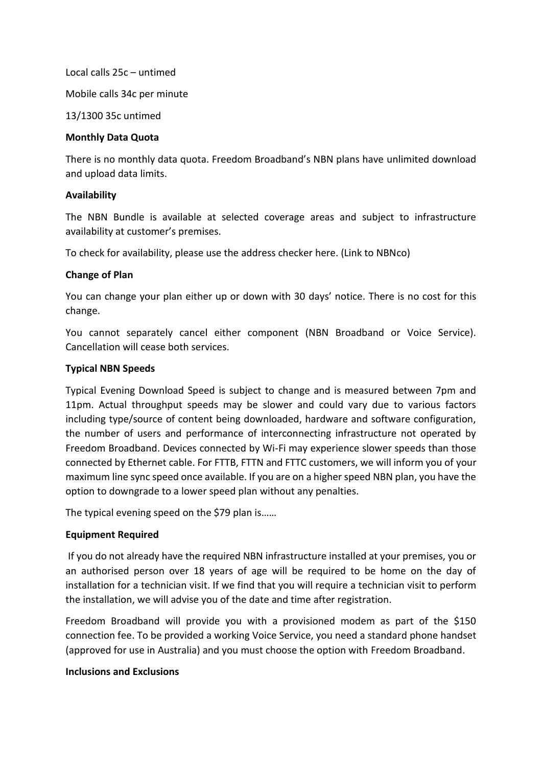Local calls 25c – untimed

Mobile calls 34c per minute

13/1300 35c untimed

**Monthly Data Quota**

There is no monthly data quota. Freedom Broadband's NBN plans have unlimited download and upload data limits.

**Availability**

The NBN Bundle is available at selected coverage areas and subject to infrastructure availability at customer's premises.

To check for availability, please use the address checker here. (Link to NBNco)

**Change of Plan**

You can change your plan either up or down with 30 days' notice. There is no cost for this change.

You cannot separately cancel either component (NBN Broadband or Voice Service). Cancellation will cease both services.

**Typical NBN Speeds**

Typical Evening Download Speed is subject to change and is measured between 7pm and 11pm. Actual throughput speeds may be slower and could vary due to various factors including type/source of content being downloaded, hardware and software configuration, the number of users and performance of interconnecting infrastructure not operated by Freedom Broadband. Devices connected by Wi-Fi may experience slower speeds than those connected by Ethernet cable. For FTTB, FTTN and FTTC customers, we will inform you of your maximum line sync speed once available. If you are on a higher speed NBN plan, you have the option to downgrade to a lower speed plan without any penalties.

The typical evening speed on the $79 plan is……

**Equipment Required**

If you do not already have the required NBN infrastructure installed at your premises, you or an authorised person over 18 years of age will be required to be home on the day of installation for a technician visit. If we find that you will require a technician visit to perform the installation, we will advise you of the date and time after registration.

Freedom Broadband will provide you with a provisioned modem as part of the $150 connection fee. To be provided a working Voice Service, you need a standard phone handset (approved for use in Australia) and you must choose the option with Freedom Broadband.

**Inclusions and Exclusions**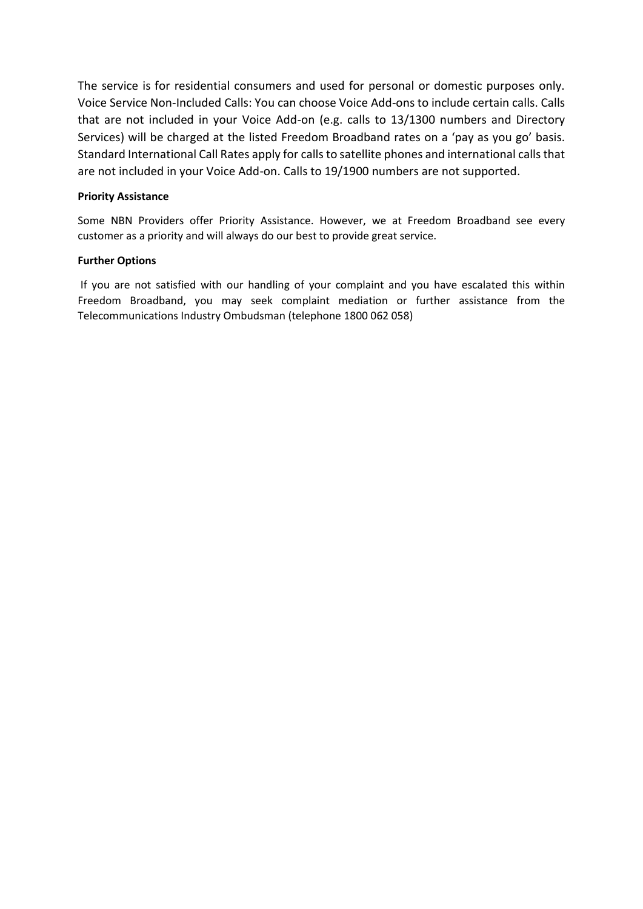The service is for residential consumers and used for personal or domestic purposes only. Voice Service Non-Included Calls: You can choose Voice Add-ons to include certain calls. Calls that are not included in your Voice Add-on (e.g. calls to 13/1300 numbers and Directory Services) will be charged at the listed Freedom Broadband rates on a 'pay as you go' basis. Standard International Call Rates apply for calls to satellite phones and international calls that are not included in your Voice Add-on. Calls to 19/1900 numbers are not supported.

**Priority Assistance**

Some NBN Providers offer Priority Assistance. However, we at Freedom Broadband see every customer as a priority and will always do our best to provide great service.

**Further Options**

If you are not satisfied with our handling of your complaint and you have escalated this within Freedom Broadband, you may seek complaint mediation or further assistance from the Telecommunications Industry Ombudsman (telephone 1800 062 058)